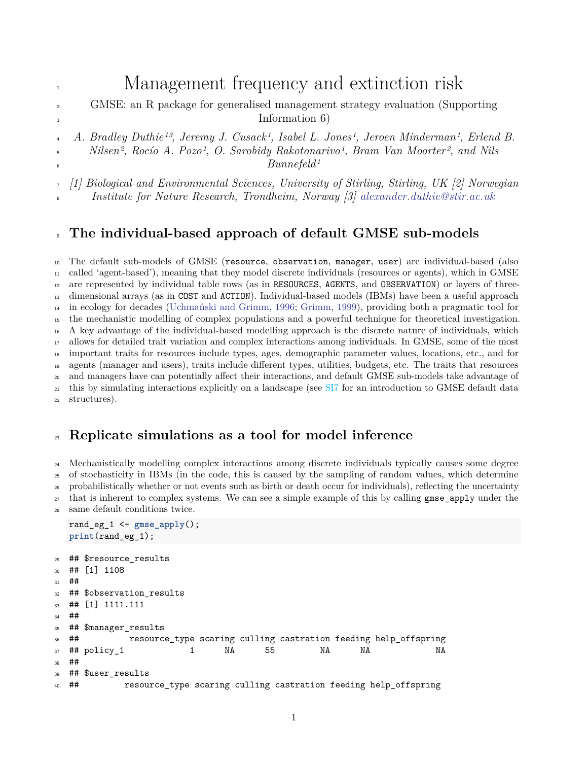# Management frequency and extinction risk

GMSE: an R package for generalised management strategy evaluation (Supporting Information 6)

*A. Bradley Duthie[1,3], Jeremy J. Cusack[1], Isabel L. Jones[1], Jeroen Minderman[1], Erlend B. Nilsen[2], Rocío A. Pozo[1], O. Sarobidy Rakotonarivo[1], Bram Van Moorter[2], and Nils Bunnefeld[1]*

*[1] Biological and Environmental Sciences, University of Stirling, Stirling, UK [2] Norwegian Institute for Nature Research, Trondheim, Norway [3] alexander.duthie@stir.ac.uk*

## The individual-based approach of default GMSE sub-models

The default sub-models of GMSE (`resource`, `observation`, `manager`, `user`) are individual-based (also called 'agent-based'), meaning that they model discrete individuals (resources or agents), which in GMSE are represented by individual table rows (as in `RESOURCES`, `AGENTS`, and `OBSERVATION`) or layers of three-dimensional arrays (as in `COST` and `ACTION`). Individual-based models (IBMs) have been a useful approach in ecology for decades (Uchmański and Grimm, 1996; Grimm, 1999), providing both a pragmatic tool for the mechanistic modelling of complex populations and a powerful technique for theoretical investigation. A key advantage of the individual-based modelling approach is the discrete nature of individuals, which allows for detailed trait variation and complex interactions among individuals. In GMSE, some of the most important traits for resources include types, ages, demographic parameter values, locations, etc., and for agents (manager and users), traits include different types, utilities, budgets, etc. The traits that resources and managers have can potentially affect their interactions, and default GMSE sub-models take advantage of this by simulating interactions explicitly on a landscape (see SI7 for an introduction to GMSE default data structures).

## Replicate simulations as a tool for model inference

Mechanistically modelling complex interactions among discrete individuals typically causes some degree of stochasticity in IBMs (in the code, this is caused by the sampling of random values, which determine probabilistically whether or not events such as birth or death occur for individuals), reflecting the uncertainty that is inherent to complex systems. We can see a simple example of this by calling `gmse_apply` under the same default conditions twice.

```
rand_eg_1 <- gmse_apply();
print(rand_eg_1);
```

```
## $resource_results
## [1] 1108
##
## $observation_results
## [1] 1111.111
##
## $manager_results
##          resource_type scaring culling castration feeding help_offspring
## policy_1             1      NA      55         NA      NA             NA
##
## $user_results
##         resource_type scaring culling castration feeding help_offspring
```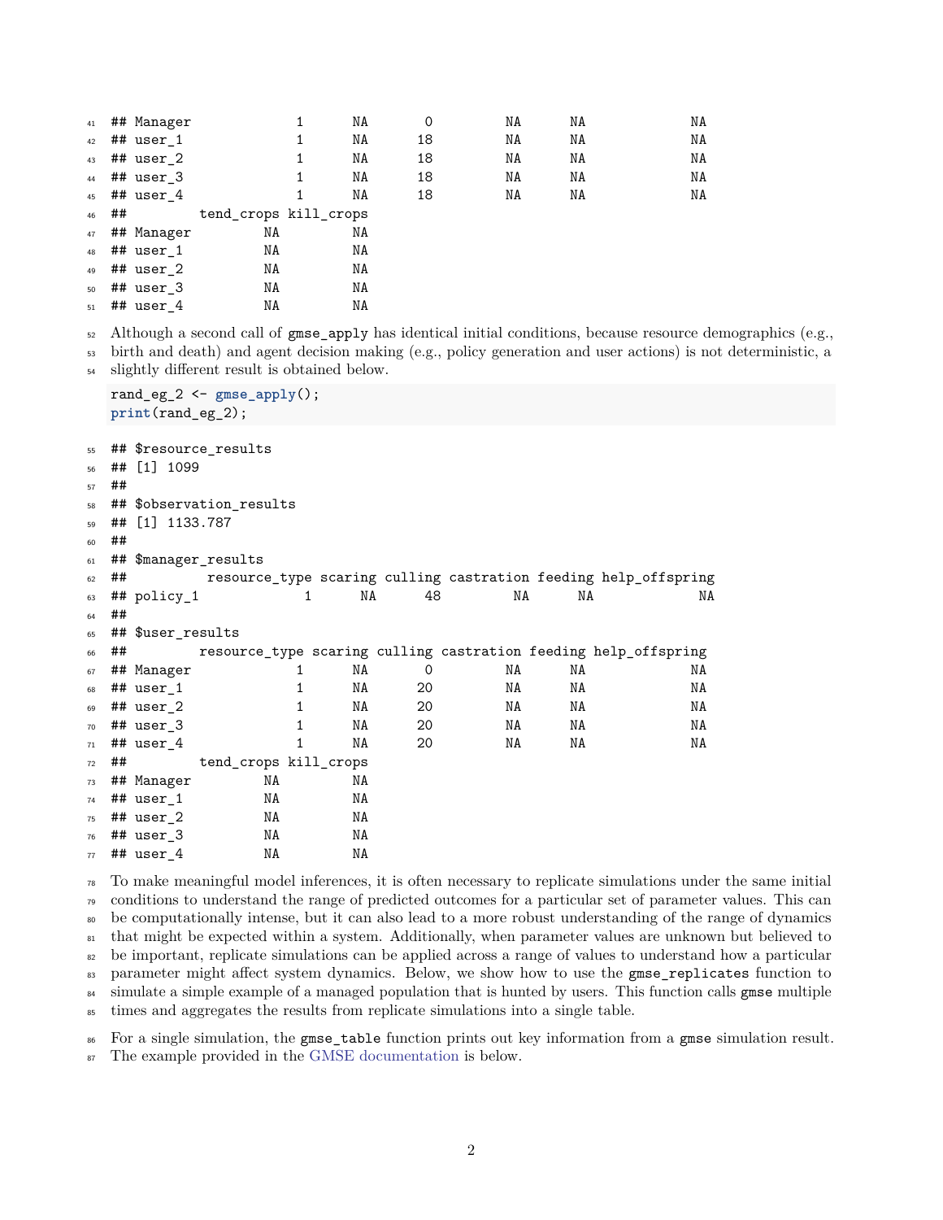```
## Manager             1      NA       0          NA      NA             NA
## user_1              1      NA      18          NA      NA             NA
## user_2              1      NA      18          NA      NA             NA
## user_3              1      NA      18          NA      NA             NA
## user_4              1      NA      18          NA      NA             NA
##         tend_crops kill_crops
## Manager         NA         NA
## user_1          NA         NA
## user_2          NA         NA
## user_3          NA         NA
## user_4          NA         NA
```

Although a second call of `gmse_apply` has identical initial conditions, because resource demographics (e.g., birth and death) and agent decision making (e.g., policy generation and user actions) is not deterministic, a slightly different result is obtained below.

```
rand_eg_2 <- gmse_apply();
print(rand_eg_2);
```

```
## $resource_results
## [1] 1099
##
## $observation_results
## [1] 1133.787
##
## $manager_results
##          resource_type scaring culling castration feeding help_offspring
## policy_1             1      NA      48         NA      NA             NA
##
## $user_results
##         resource_type scaring culling castration feeding help_offspring
## Manager             1      NA       0          NA      NA             NA
## user_1              1      NA      20          NA      NA             NA
## user_2              1      NA      20          NA      NA             NA
## user_3              1      NA      20          NA      NA             NA
## user_4              1      NA      20          NA      NA             NA
##         tend_crops kill_crops
## Manager         NA         NA
## user_1          NA         NA
## user_2          NA         NA
## user_3          NA         NA
## user_4          NA         NA
```

To make meaningful model inferences, it is often necessary to replicate simulations under the same initial conditions to understand the range of predicted outcomes for a particular set of parameter values. This can be computationally intense, but it can also lead to a more robust understanding of the range of dynamics that might be expected within a system. Additionally, when parameter values are unknown but believed to be important, replicate simulations can be applied across a range of values to understand how a particular parameter might affect system dynamics. Below, we show how to use the `gmse_replicates` function to simulate a simple example of a managed population that is hunted by users. This function calls `gmse` multiple times and aggregates the results from replicate simulations into a single table.

For a single simulation, the `gmse_table` function prints out key information from a `gmse` simulation result. The example provided in the GMSE documentation is below.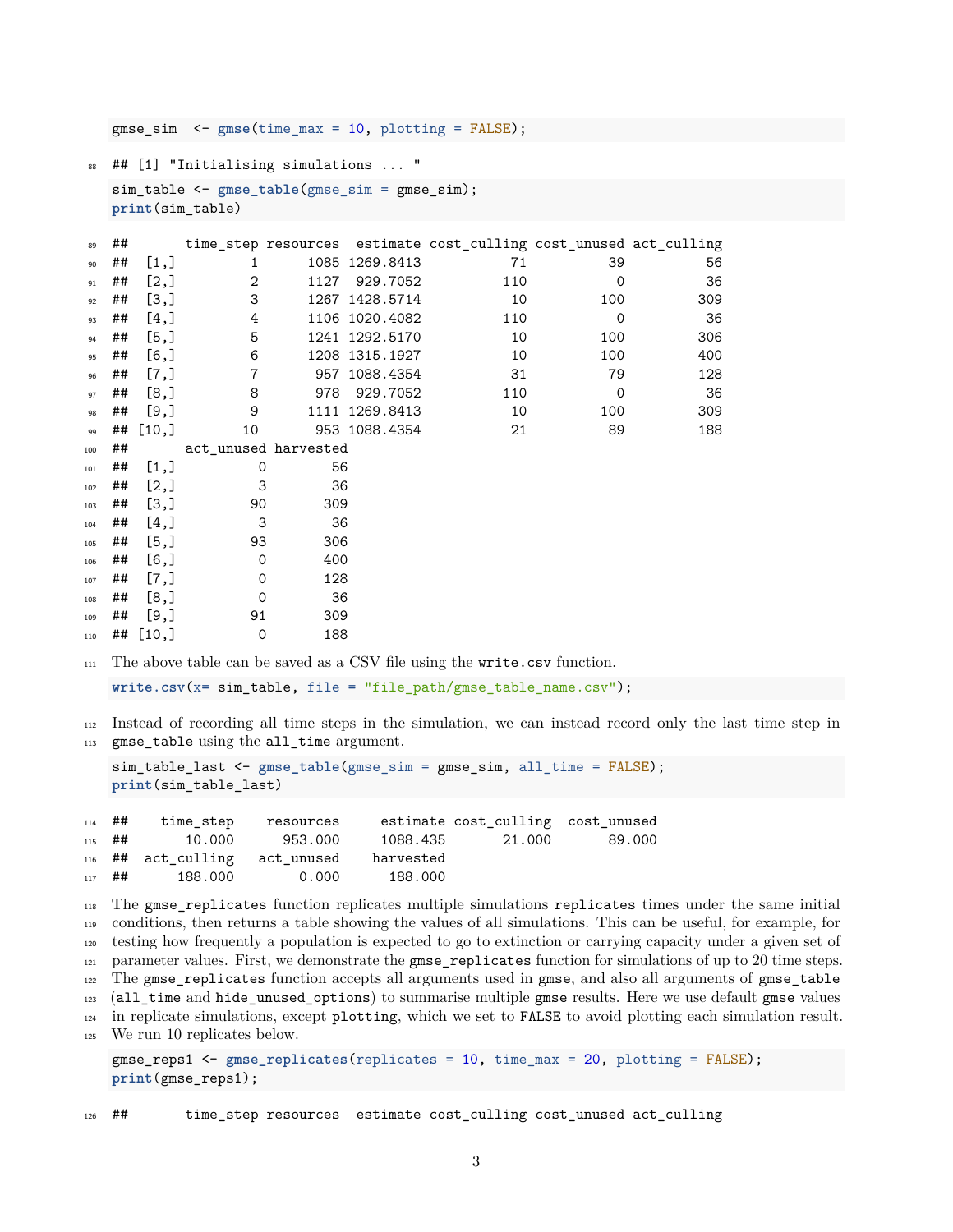```
gmse_sim  <- gmse(time_max = 10, plotting = FALSE);
```

```
## [1] "Initialising simulations ... "
```

```
sim_table <- gmse_table(gmse_sim = gmse_sim);
print(sim_table)
```

```
##       time_step resources  estimate cost_culling cost_unused act_culling
##  [1,]         1      1085 1269.8413           71          39          56
##  [2,]         2      1127  929.7052          110           0          36
##  [3,]         3      1267 1428.5714           10         100         309
##  [4,]         4      1106 1020.4082          110           0          36
##  [5,]         5      1241 1292.5170           10         100         306
##  [6,]         6      1208 1315.1927           10         100         400
##  [7,]         7       957 1088.4354           31          79         128
##  [8,]         8       978  929.7052          110           0          36
##  [9,]         9      1111 1269.8413           10         100         309
## [10,]        10       953 1088.4354           21          89         188
##       act_unused harvested
##  [1,]          0        56
##  [2,]          3        36
##  [3,]         90       309
##  [4,]          3        36
##  [5,]         93       306
##  [6,]          0       400
##  [7,]          0       128
##  [8,]          0        36
##  [9,]         91       309
## [10,]          0       188
```

The above table can be saved as a CSV file using the `write.csv` function.

```
write.csv(x= sim_table, file = "file_path/gmse_table_name.csv");
```

Instead of recording all time steps in the simulation, we can instead record only the last time step in `gmse_table` using the `all_time` argument.

```
sim_table_last <- gmse_table(gmse_sim = gmse_sim, all_time = FALSE);
print(sim_table_last)
```

```
##    time_step    resources     estimate cost_culling  cost_unused
##       10.000      953.000     1088.435       21.000       89.000
##  act_culling   act_unused    harvested
##      188.000        0.000      188.000
```

The `gmse_replicates` function replicates multiple simulations `replicates` times under the same initial conditions, then returns a table showing the values of all simulations. This can be useful, for example, for testing how frequently a population is expected to go to extinction or carrying capacity under a given set of parameter values. First, we demonstrate the `gmse_replicates` function for simulations of up to 20 time steps. The `gmse_replicates` function accepts all arguments used in `gmse`, and also all arguments of `gmse_table` (`all_time` and `hide_unused_options`) to summarise multiple `gmse` results. Here we use default `gmse` values in replicate simulations, except `plotting`, which we set to `FALSE` to avoid plotting each simulation result. We run 10 replicates below.

```
gmse_reps1 <- gmse_replicates(replicates = 10, time_max = 20, plotting = FALSE);
print(gmse_reps1);
```

```
##       time_step resources  estimate cost_culling cost_unused act_culling
```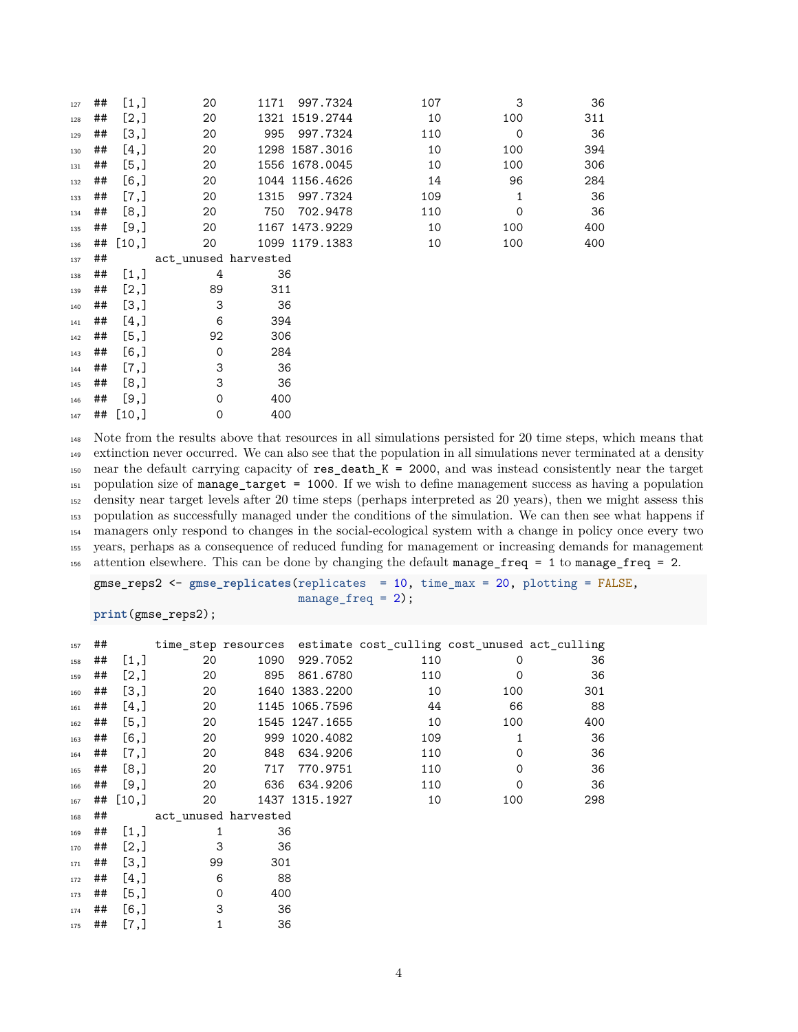```
##  [1,]        20      1171  997.7324          107          3         36
##  [2,]        20      1321 1519.2744           10        100        311
##  [3,]        20       995  997.7324          110          0         36
##  [4,]        20      1298 1587.3016           10        100        394
##  [5,]        20      1556 1678.0045           10        100        306
##  [6,]        20      1044 1156.4626           14         96        284
##  [7,]        20      1315  997.7324          109          1         36
##  [8,]        20       750  702.9478          110          0         36
##  [9,]        20      1167 1473.9229           10        100        400
## [10,]        20      1099 1179.1383           10        100        400
##       act_unused harvested
##  [1,]          4        36
##  [2,]         89       311
##  [3,]          3        36
##  [4,]          6       394
##  [5,]         92       306
##  [6,]          0       284
##  [7,]          3        36
##  [8,]          3        36
##  [9,]          0       400
## [10,]          0       400
```

Note from the results above that resources in all simulations persisted for 20 time steps, which means that extinction never occurred. We can also see that the population in all simulations never terminated at a density near the default carrying capacity of `res_death_K = 2000`, and was instead consistently near the target population size of `manage_target = 1000`. If we wish to define management success as having a population density near target levels after 20 time steps (perhaps interpreted as 20 years), then we might assess this population as successfully managed under the conditions of the simulation. We can then see what happens if managers only respond to changes in the social-ecological system with a change in policy once every two years, perhaps as a consequence of reduced funding for management or increasing demands for management attention elsewhere. This can be done by changing the default `manage_freq = 1` to `manage_freq = 2`.

```
gmse_reps2 <- gmse_replicates(replicates  = 10, time_max = 20, plotting = FALSE,
                              manage_freq = 2);
print(gmse_reps2);
```

```
##       time_step resources  estimate cost_culling cost_unused act_culling
##  [1,]        20      1090  929.7052          110          0         36
##  [2,]        20       895  861.6780          110          0         36
##  [3,]        20      1640 1383.2200           10        100        301
##  [4,]        20      1145 1065.7596           44         66         88
##  [5,]        20      1545 1247.1655           10        100        400
##  [6,]        20       999 1020.4082          109          1         36
##  [7,]        20       848  634.9206          110          0         36
##  [8,]        20       717  770.9751          110          0         36
##  [9,]        20       636  634.9206          110          0         36
## [10,]        20      1437 1315.1927           10        100        298
##       act_unused harvested
##  [1,]          1        36
##  [2,]          3        36
##  [3,]         99       301
##  [4,]          6        88
##  [5,]          0       400
##  [6,]          3        36
##  [7,]          1        36
```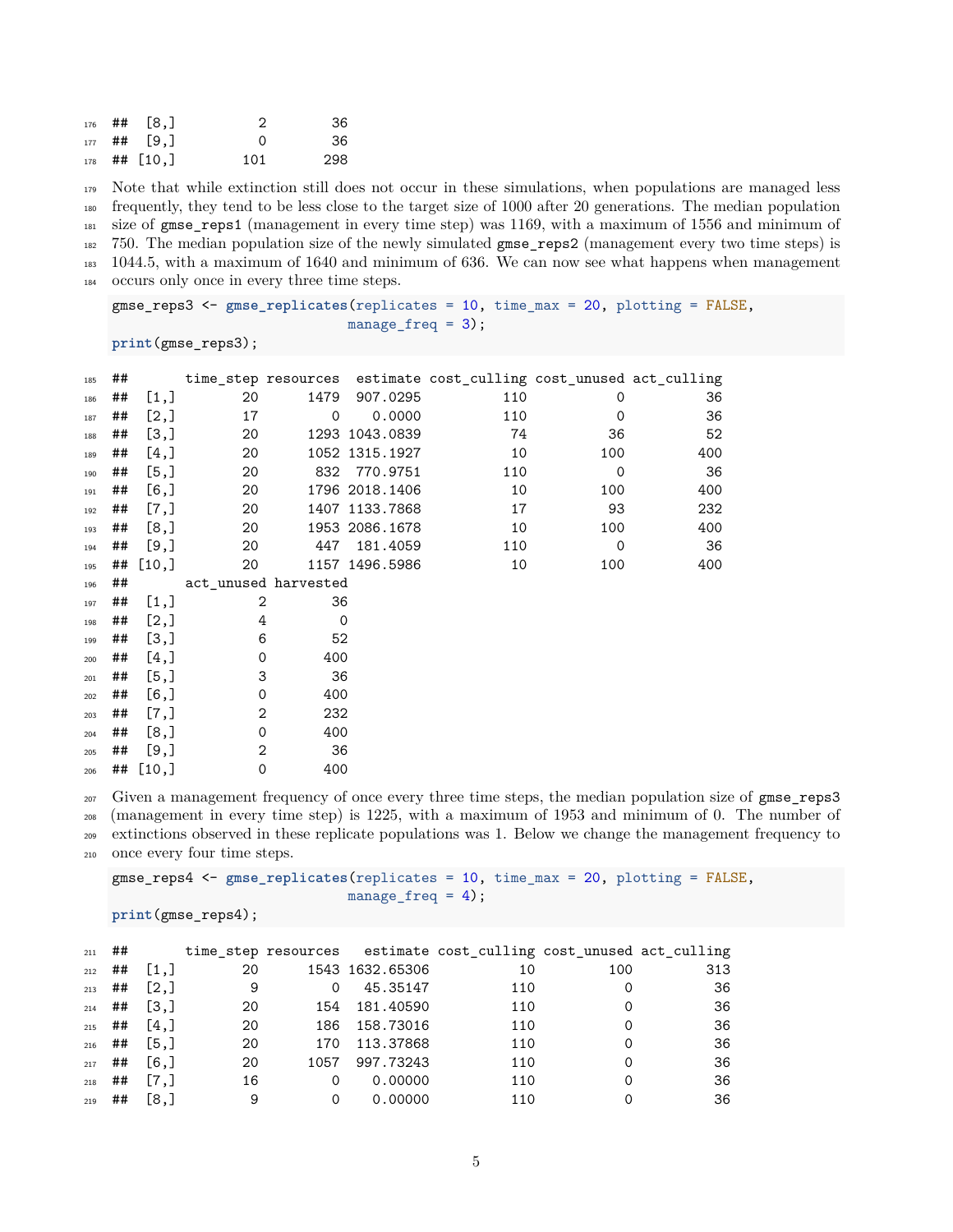```
## [8,]          2        36
## [9,]          0        36
## [10,]       101       298
```

Note that while extinction still does not occur in these simulations, when populations are managed less frequently, they tend to be less close to the target size of 1000 after 20 generations. The median population size of `gmse_reps1` (management in every time step) was 1169, with a maximum of 1556 and minimum of 750. The median population size of the newly simulated `gmse_reps2` (management every two time steps) is 1044.5, with a maximum of 1640 and minimum of 636. We can now see what happens when management occurs only once in every three time steps.

```
gmse_reps3 <- gmse_replicates(replicates = 10, time_max = 20, plotting = FALSE,
                              manage_freq = 3);
print(gmse_reps3);
```

```
##       time_step resources  estimate cost_culling cost_unused act_culling
##  [1,]        20      1479  907.0295          110           0          36
##  [2,]        17         0    0.0000          110           0          36
##  [3,]        20      1293 1043.0839           74          36          52
##  [4,]        20      1052 1315.1927           10         100         400
##  [5,]        20       832  770.9751          110           0          36
##  [6,]        20      1796 2018.1406           10         100         400
##  [7,]        20      1407 1133.7868           17          93         232
##  [8,]        20      1953 2086.1678           10         100         400
##  [9,]        20       447  181.4059          110           0          36
## [10,]        20      1157 1496.5986           10         100         400
##       act_unused harvested
##  [1,]          2        36
##  [2,]          4         0
##  [3,]          6        52
##  [4,]          0       400
##  [5,]          3        36
##  [6,]          0       400
##  [7,]          2       232
##  [8,]          0       400
##  [9,]          2        36
## [10,]          0       400
```

Given a management frequency of once every three time steps, the median population size of `gmse_reps3` (management in every time step) is 1225, with a maximum of 1953 and minimum of 0. The number of extinctions observed in these replicate populations was 1. Below we change the management frequency to once every four time steps.

```
gmse_reps4 <- gmse_replicates(replicates = 10, time_max = 20, plotting = FALSE,
                              manage_freq = 4);
print(gmse_reps4);
```

```
##       time_step resources   estimate cost_culling cost_unused act_culling
##  [1,]        20      1543 1632.65306           10         100         313
##  [2,]         9         0   45.35147          110           0          36
##  [3,]        20       154  181.40590          110           0          36
##  [4,]        20       186  158.73016          110           0          36
##  [5,]        20       170  113.37868          110           0          36
##  [6,]        20      1057  997.73243          110           0          36
##  [7,]        16         0    0.00000          110           0          36
##  [8,]         9         0    0.00000          110           0          36
```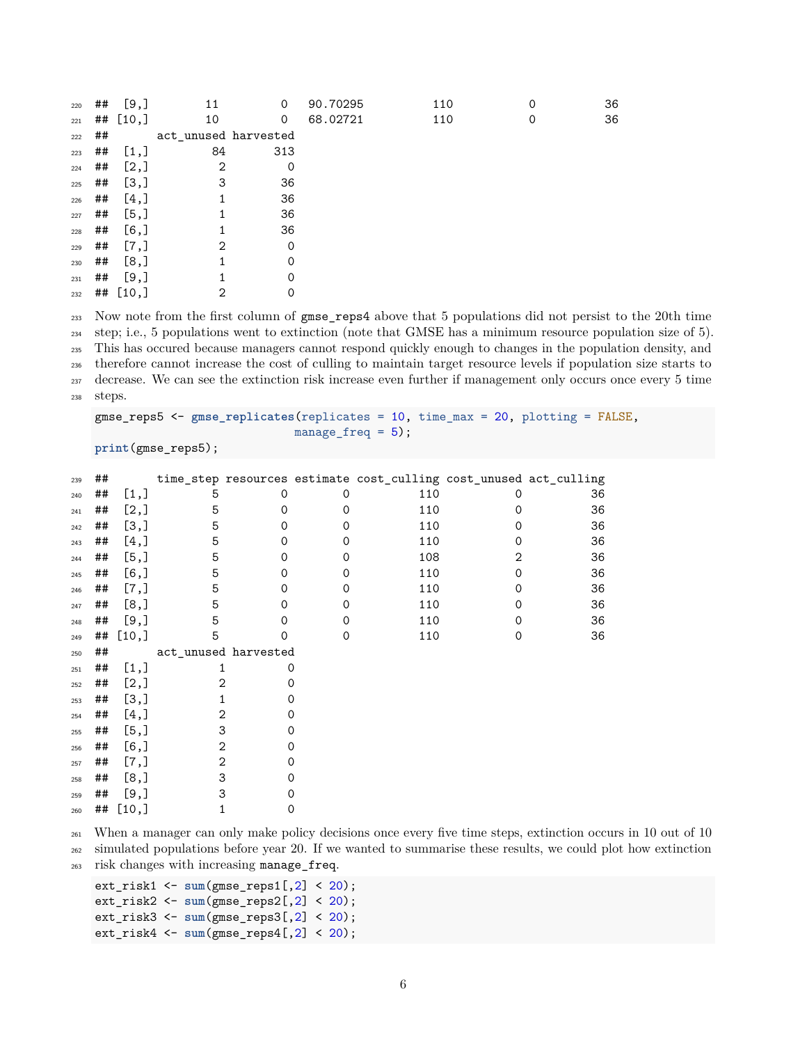```
##  [9,]        11         0   90.70295          110            0           36
## [10,]        10         0   68.02721          110            0           36
##       act_unused harvested
##  [1,]         84       313
##  [2,]          2         0
##  [3,]          3        36
##  [4,]          1        36
##  [5,]          1        36
##  [6,]          1        36
##  [7,]          2         0
##  [8,]          1         0
##  [9,]          1         0
## [10,]          2         0
```

Now note from the first column of `gmse_reps4` above that 5 populations did not persist to the 20th time step; i.e., 5 populations went to extinction (note that GMSE has a minimum resource population size of 5). This has occured because managers cannot respond quickly enough to changes in the population density, and therefore cannot increase the cost of culling to maintain target resource levels if population size starts to decrease. We can see the extinction risk increase even further if management only occurs once every 5 time steps.

```
gmse_reps5 <- gmse_replicates(replicates = 10, time_max = 20, plotting = FALSE,
                              manage_freq = 5);
print(gmse_reps5);
```

```
##       time_step resources estimate cost_culling cost_unused act_culling
##  [1,]         5         0        0          110           0          36
##  [2,]         5         0        0          110           0          36
##  [3,]         5         0        0          110           0          36
##  [4,]         5         0        0          110           0          36
##  [5,]         5         0        0          108           2          36
##  [6,]         5         0        0          110           0          36
##  [7,]         5         0        0          110           0          36
##  [8,]         5         0        0          110           0          36
##  [9,]         5         0        0          110           0          36
## [10,]         5         0        0          110           0          36
##       act_unused harvested
##  [1,]          1         0
##  [2,]          2         0
##  [3,]          1         0
##  [4,]          2         0
##  [5,]          3         0
##  [6,]          2         0
##  [7,]          2         0
##  [8,]          3         0
##  [9,]          3         0
## [10,]          1         0
```

When a manager can only make policy decisions once every five time steps, extinction occurs in 10 out of 10 simulated populations before year 20. If we wanted to summarise these results, we could plot how extinction risk changes with increasing `manage_freq`.

```
ext_risk1 <- sum(gmse_reps1[,2] < 20);
ext_risk2 <- sum(gmse_reps2[,2] < 20);
ext_risk3 <- sum(gmse_reps3[,2] < 20);
ext_risk4 <- sum(gmse_reps4[,2] < 20);
```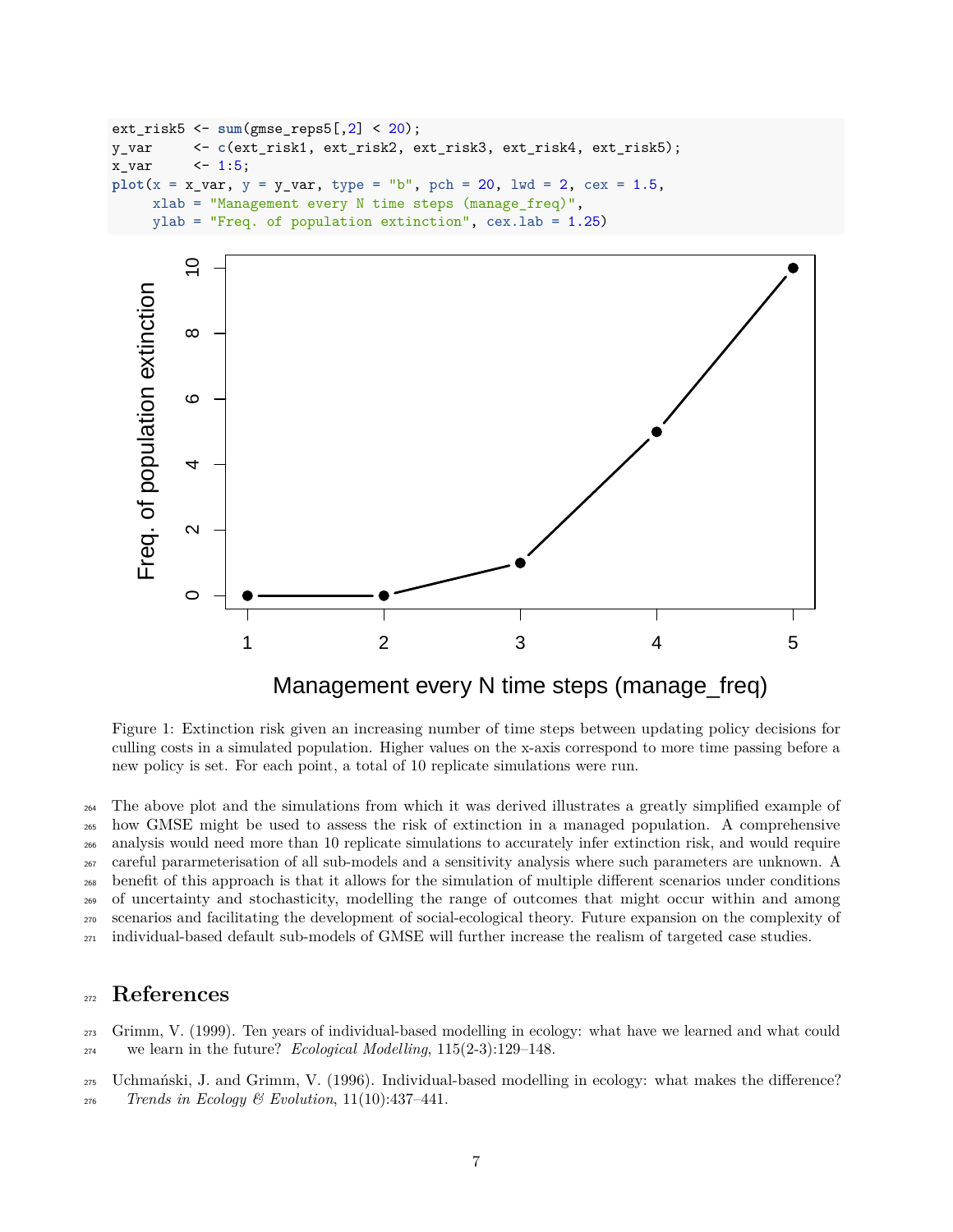```
ext_risk5 <- sum(gmse_reps5[,2] < 20);
y_var     <- c(ext_risk1, ext_risk2, ext_risk3, ext_risk4, ext_risk5);
x_var     <- 1:5;
plot(x = x_var, y = y_var, type = "b", pch = 20, lwd = 2, cex = 1.5,
     xlab = "Management every N time steps (manage_freq)",
     ylab = "Freq. of population extinction", cex.lab = 1.25)
```

Freq. of population extinction

0
2
4
6
8
10

1
2
3
4
5

Management every N time steps (manage_freq)

Figure 1: Extinction risk given an increasing number of time steps between updating policy decisions for culling costs in a simulated population. Higher values on the x-axis correspond to more time passing before a new policy is set. For each point, a total of 10 replicate simulations were run.

The above plot and the simulations from which it was derived illustrates a greatly simplified example of how GMSE might be used to assess the risk of extinction in a managed population. A comprehensive analysis would need more than 10 replicate simulations to accurately infer extinction risk, and would require careful pararmeterisation of all sub-models and a sensitivity analysis where such parameters are unknown. A benefit of this approach is that it allows for the simulation of multiple different scenarios under conditions of uncertainty and stochasticity, modelling the range of outcomes that might occur within and among scenarios and facilitating the development of social-ecological theory. Future expansion on the complexity of individual-based default sub-models of GMSE will further increase the realism of targeted case studies.

## References

Grimm, V. (1999). Ten years of individual-based modelling in ecology: what have we learned and what could we learn in the future? *Ecological Modelling*, 115(2-3):129–148.

Uchmański, J. and Grimm, V. (1996). Individual-based modelling in ecology: what makes the difference? *Trends in Ecology & Evolution*, 11(10):437–441.